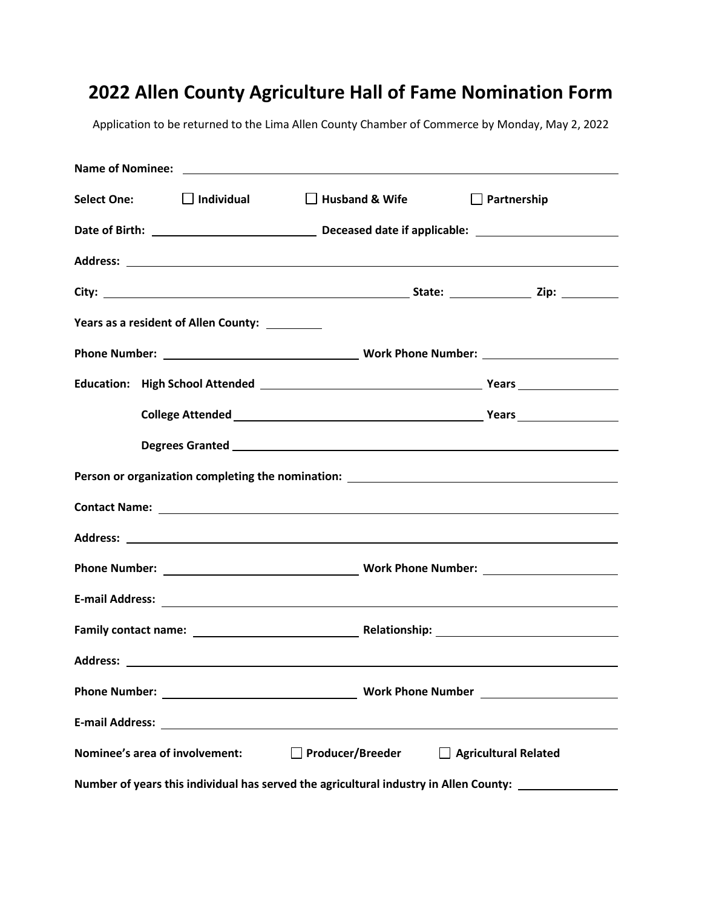# 2022 Allen County Agriculture Hall of Fame Nomination Form

Application to be returned to the Lima Allen County Chamber of Commerce by Monday, May 2, 2022

**Name of Nominee:** ____________________

**Select One:** ☐ **Individual** ☐ **Husband & Wife** ☐ **Partnership**

**Date of Birth:** ____________________ **Deceased date if applicable:** ____________________

**Address:** ____________________

**City:** ____________________ **State:** __________ **Zip:** __________

**Years as a resident of Allen County:** __________

**Phone Number:** ____________________ **Work Phone Number:** ____________________

**Education:** **High School Attended** ____________________ **Years** __________

**College Attended** ____________________ **Years** __________

**Degrees Granted** ____________________

**Person or organization completing the nomination:** ____________________

**Contact Name:** ____________________

**Address:** ____________________

**Phone Number:** ____________________ **Work Phone Number:** ____________________

**E-mail Address:** ____________________

**Family contact name:** ____________________ **Relationship:** ____________________

**Address:** ____________________

**Phone Number:** ____________________ **Work Phone Number** ____________________

**E-mail Address:** ____________________

**Nominee's area of involvement:** ☐ **Producer/Breeder** ☐ **Agricultural Related**

**Number of years this individual has served the agricultural industry in Allen County:** __________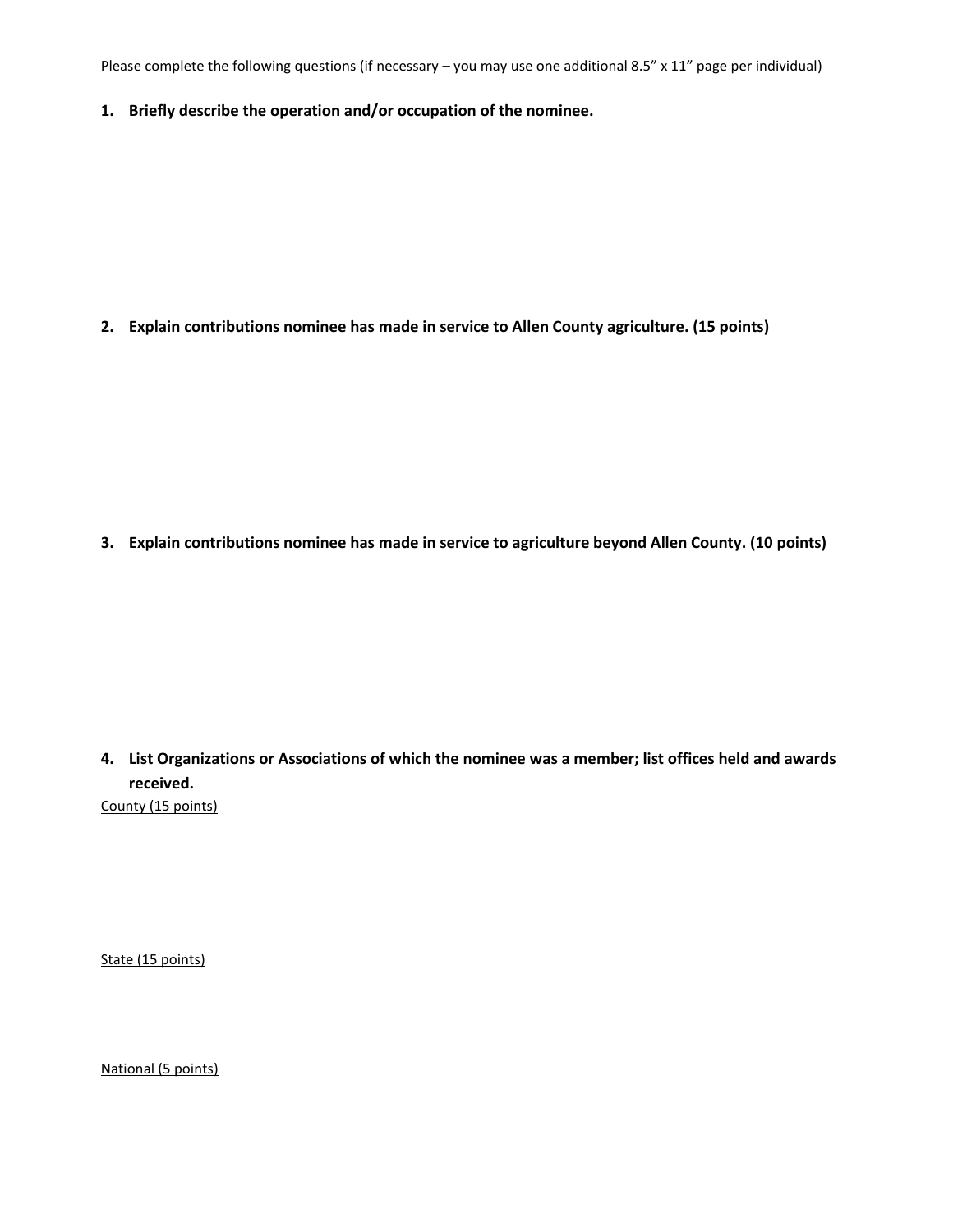Please complete the following questions (if necessary – you may use one additional 8.5" x 11" page per individual)

1. **Briefly describe the operation and/or occupation of the nominee.**

2. **Explain contributions nominee has made in service to Allen County agriculture. (15 points)**

3. **Explain contributions nominee has made in service to agriculture beyond Allen County. (10 points)**

4. **List Organizations or Associations of which the nominee was a member; list offices held and awards received.**

<u>County (15 points)</u>

<u>State (15 points)</u>

<u>National (5 points)</u>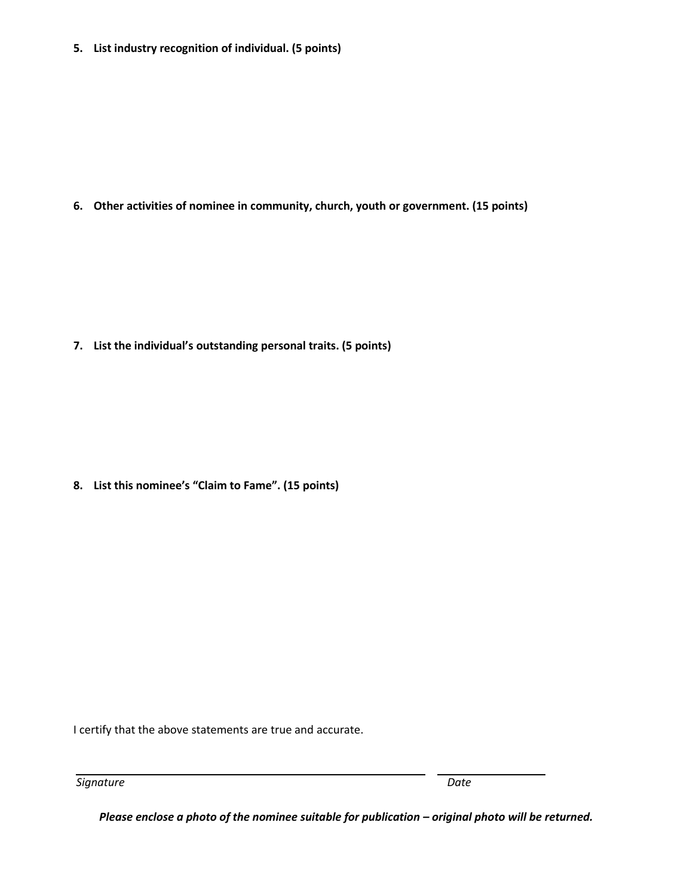5. **List industry recognition of individual. (5 points)**

6. **Other activities of nominee in community, church, youth or government. (15 points)**

7. **List the individual's outstanding personal traits. (5 points)**

8. **List this nominee's "Claim to Fame". (15 points)**

I certify that the above statements are true and accurate.

\_\_\_\_\_\_\_\_\_\_\_\_\_\_\_\_\_\_\_\_\_\_\_\_\_\_\_\_\_\_\_\_\_\_\_\_\_\_\_\_ \_\_\_\_\_\_\_\_\_\_\_\_\_\_\_\_\_\_\_\_

*Signature* *Date*

***Please enclose a photo of the nominee suitable for publication – original photo will be returned.***